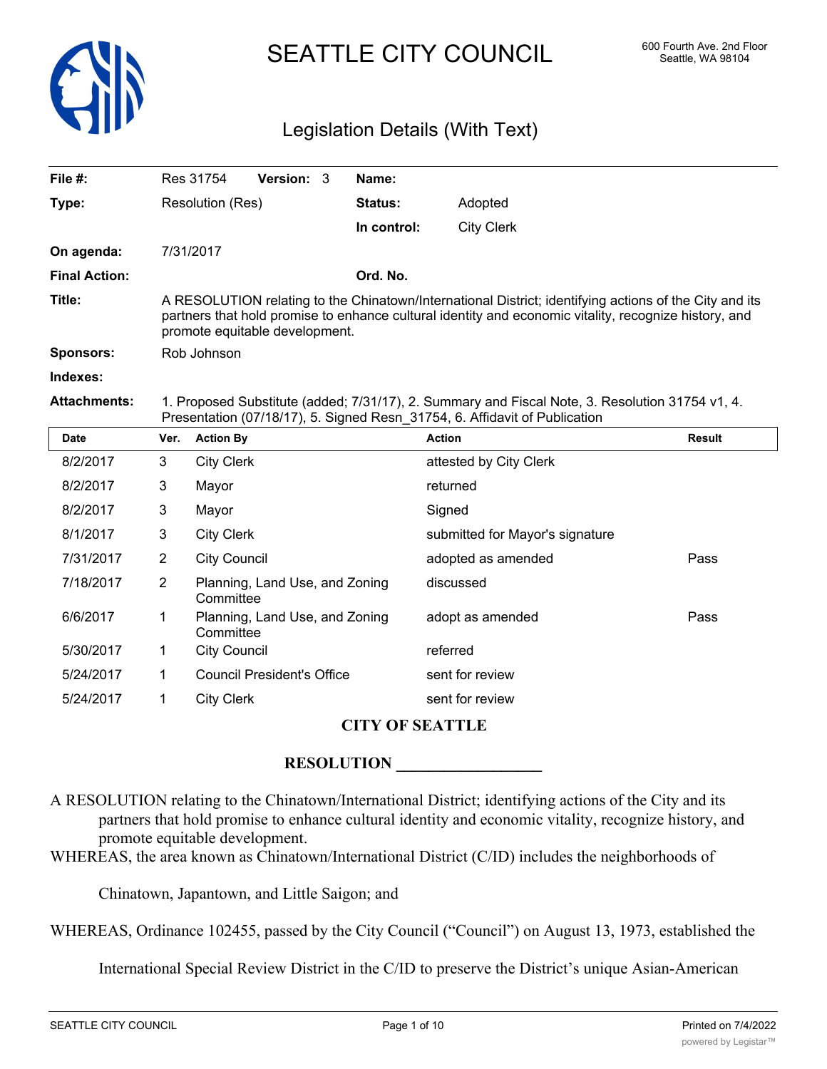# SEATTLE CITY COUNCIL

600 Fourth Ave. 2nd Floor
Seattle, WA 98104

## Legislation Details (With Text)

| | | | |
|---|---|---|---|
| **File #:** | Res 31754 **Version:** 3 | **Name:** | |
| **Type:** | Resolution (Res) | **Status:** | Adopted |
| | | **In control:** | City Clerk |
| **On agenda:** | 7/31/2017 | | |
| **Final Action:** | | **Ord. No.** | |

**Title:** A RESOLUTION relating to the Chinatown/International District; identifying actions of the City and its partners that hold promise to enhance cultural identity and economic vitality, recognize history, and promote equitable development.

**Sponsors:** Rob Johnson

**Indexes:**

**Attachments:** 1. Proposed Substitute (added; 7/31/17), 2. Summary and Fiscal Note, 3. Resolution 31754 v1, 4. Presentation (07/18/17), 5. Signed Resn_31754, 6. Affidavit of Publication

| Date | Ver. | Action By | Action | Result |
|---|---|---|---|---|
| 8/2/2017 | 3 | City Clerk | attested by City Clerk | |
| 8/2/2017 | 3 | Mayor | returned | |
| 8/2/2017 | 3 | Mayor | Signed | |
| 8/1/2017 | 3 | City Clerk | submitted for Mayor's signature | |
| 7/31/2017 | 2 | City Council | adopted as amended | Pass |
| 7/18/2017 | 2 | Planning, Land Use, and Zoning Committee | discussed | |
| 6/6/2017 | 1 | Planning, Land Use, and Zoning Committee | adopt as amended | Pass |
| 5/30/2017 | 1 | City Council | referred | |
| 5/24/2017 | 1 | Council President's Office | sent for review | |
| 5/24/2017 | 1 | City Clerk | sent for review | |

**CITY OF SEATTLE**

**RESOLUTION __________________**

A RESOLUTION relating to the Chinatown/International District; identifying actions of the City and its partners that hold promise to enhance cultural identity and economic vitality, recognize history, and promote equitable development.

WHEREAS, the area known as Chinatown/International District (C/ID) includes the neighborhoods of Chinatown, Japantown, and Little Saigon; and

WHEREAS, Ordinance 102455, passed by the City Council ("Council") on August 13, 1973, established the International Special Review District in the C/ID to preserve the District's unique Asian-American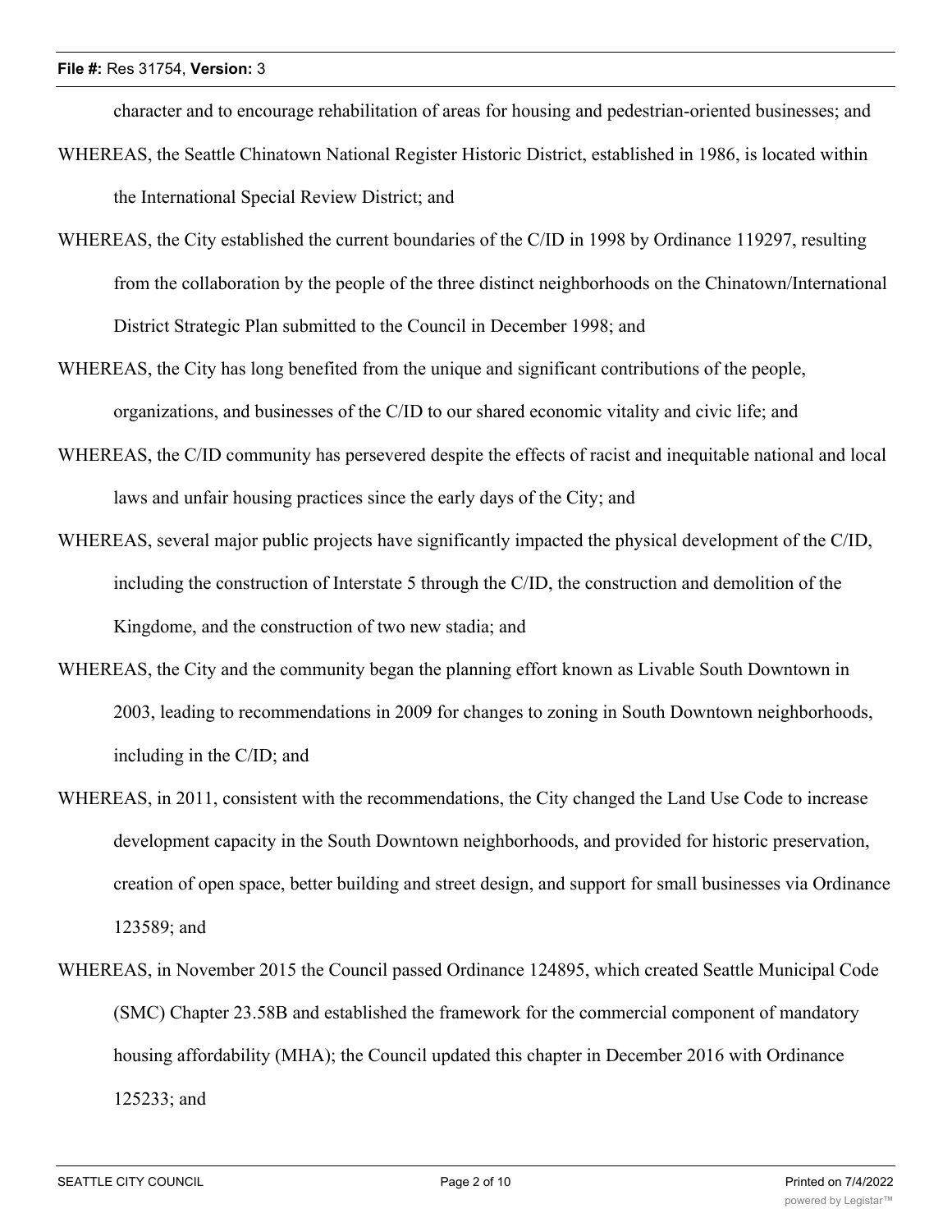character and to encourage rehabilitation of areas for housing and pedestrian-oriented businesses; and

WHEREAS, the Seattle Chinatown National Register Historic District, established in 1986, is located within the International Special Review District; and

WHEREAS, the City established the current boundaries of the C/ID in 1998 by Ordinance 119297, resulting from the collaboration by the people of the three distinct neighborhoods on the Chinatown/International District Strategic Plan submitted to the Council in December 1998; and

WHEREAS, the City has long benefited from the unique and significant contributions of the people, organizations, and businesses of the C/ID to our shared economic vitality and civic life; and

WHEREAS, the C/ID community has persevered despite the effects of racist and inequitable national and local laws and unfair housing practices since the early days of the City; and

WHEREAS, several major public projects have significantly impacted the physical development of the C/ID, including the construction of Interstate 5 through the C/ID, the construction and demolition of the Kingdome, and the construction of two new stadia; and

WHEREAS, the City and the community began the planning effort known as Livable South Downtown in 2003, leading to recommendations in 2009 for changes to zoning in South Downtown neighborhoods, including in the C/ID; and

WHEREAS, in 2011, consistent with the recommendations, the City changed the Land Use Code to increase development capacity in the South Downtown neighborhoods, and provided for historic preservation, creation of open space, better building and street design, and support for small businesses via Ordinance 123589; and

WHEREAS, in November 2015 the Council passed Ordinance 124895, which created Seattle Municipal Code (SMC) Chapter 23.58B and established the framework for the commercial component of mandatory housing affordability (MHA); the Council updated this chapter in December 2016 with Ordinance 125233; and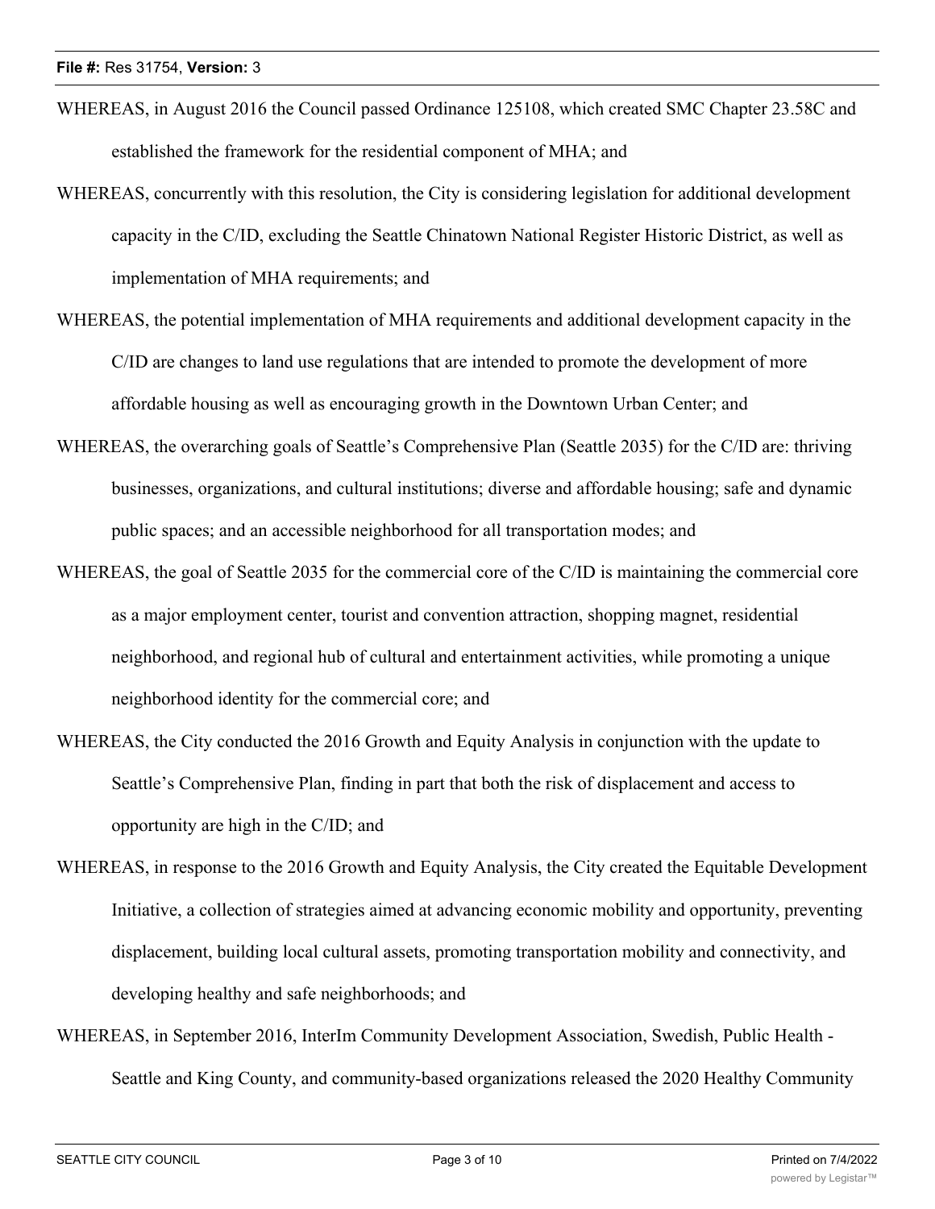WHEREAS, in August 2016 the Council passed Ordinance 125108, which created SMC Chapter 23.58C and established the framework for the residential component of MHA; and

WHEREAS, concurrently with this resolution, the City is considering legislation for additional development capacity in the C/ID, excluding the Seattle Chinatown National Register Historic District, as well as implementation of MHA requirements; and

WHEREAS, the potential implementation of MHA requirements and additional development capacity in the C/ID are changes to land use regulations that are intended to promote the development of more affordable housing as well as encouraging growth in the Downtown Urban Center; and

WHEREAS, the overarching goals of Seattle's Comprehensive Plan (Seattle 2035) for the C/ID are: thriving businesses, organizations, and cultural institutions; diverse and affordable housing; safe and dynamic public spaces; and an accessible neighborhood for all transportation modes; and

WHEREAS, the goal of Seattle 2035 for the commercial core of the C/ID is maintaining the commercial core as a major employment center, tourist and convention attraction, shopping magnet, residential neighborhood, and regional hub of cultural and entertainment activities, while promoting a unique neighborhood identity for the commercial core; and

WHEREAS, the City conducted the 2016 Growth and Equity Analysis in conjunction with the update to Seattle's Comprehensive Plan, finding in part that both the risk of displacement and access to opportunity are high in the C/ID; and

WHEREAS, in response to the 2016 Growth and Equity Analysis, the City created the Equitable Development Initiative, a collection of strategies aimed at advancing economic mobility and opportunity, preventing displacement, building local cultural assets, promoting transportation mobility and connectivity, and developing healthy and safe neighborhoods; and

WHEREAS, in September 2016, InterIm Community Development Association, Swedish, Public Health - Seattle and King County, and community-based organizations released the 2020 Healthy Community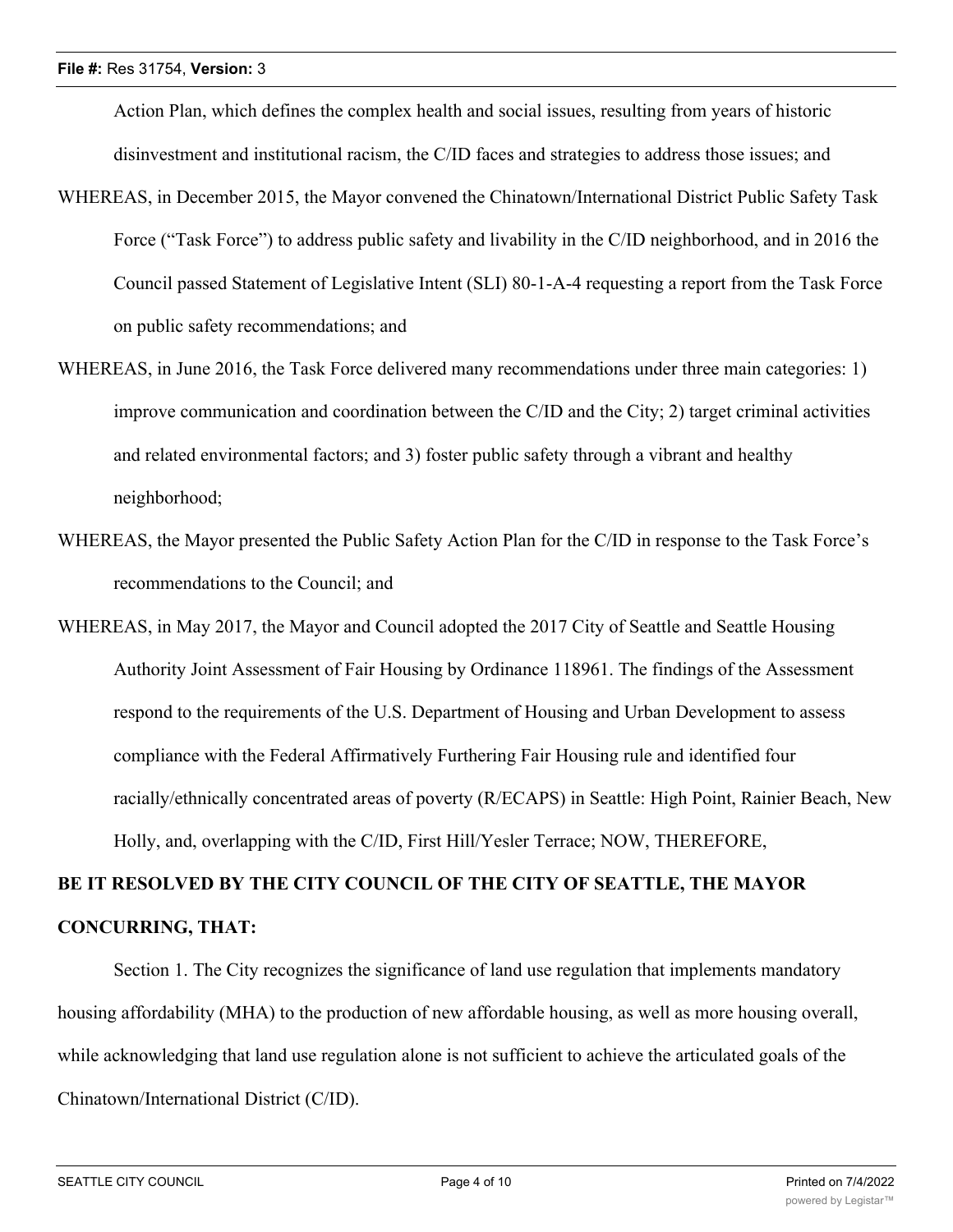Action Plan, which defines the complex health and social issues, resulting from years of historic disinvestment and institutional racism, the C/ID faces and strategies to address those issues; and

WHEREAS, in December 2015, the Mayor convened the Chinatown/International District Public Safety Task Force ("Task Force") to address public safety and livability in the C/ID neighborhood, and in 2016 the Council passed Statement of Legislative Intent (SLI) 80-1-A-4 requesting a report from the Task Force on public safety recommendations; and

WHEREAS, in June 2016, the Task Force delivered many recommendations under three main categories: 1) improve communication and coordination between the C/ID and the City; 2) target criminal activities and related environmental factors; and 3) foster public safety through a vibrant and healthy neighborhood;

WHEREAS, the Mayor presented the Public Safety Action Plan for the C/ID in response to the Task Force's recommendations to the Council; and

WHEREAS, in May 2017, the Mayor and Council adopted the 2017 City of Seattle and Seattle Housing Authority Joint Assessment of Fair Housing by Ordinance 118961. The findings of the Assessment respond to the requirements of the U.S. Department of Housing and Urban Development to assess compliance with the Federal Affirmatively Furthering Fair Housing rule and identified four racially/ethnically concentrated areas of poverty (R/ECAPS) in Seattle: High Point, Rainier Beach, New Holly, and, overlapping with the C/ID, First Hill/Yesler Terrace; NOW, THEREFORE,

**BE IT RESOLVED BY THE CITY COUNCIL OF THE CITY OF SEATTLE, THE MAYOR CONCURRING, THAT:**

Section 1. The City recognizes the significance of land use regulation that implements mandatory housing affordability (MHA) to the production of new affordable housing, as well as more housing overall, while acknowledging that land use regulation alone is not sufficient to achieve the articulated goals of the Chinatown/International District (C/ID).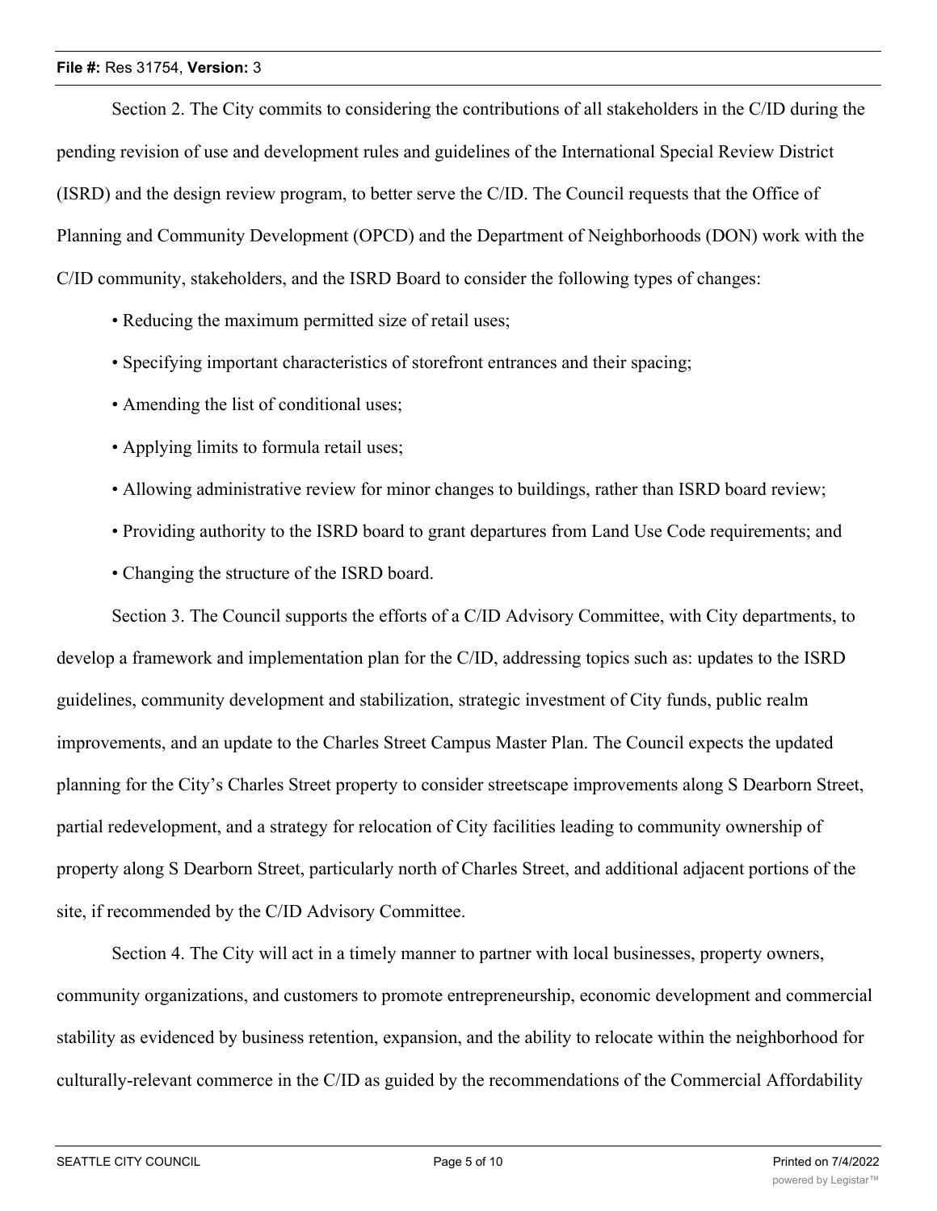Section 2. The City commits to considering the contributions of all stakeholders in the C/ID during the pending revision of use and development rules and guidelines of the International Special Review District (ISRD) and the design review program, to better serve the C/ID. The Council requests that the Office of Planning and Community Development (OPCD) and the Department of Neighborhoods (DON) work with the C/ID community, stakeholders, and the ISRD Board to consider the following types of changes:

- Reducing the maximum permitted size of retail uses;
- Specifying important characteristics of storefront entrances and their spacing;
- Amending the list of conditional uses;
- Applying limits to formula retail uses;
- Allowing administrative review for minor changes to buildings, rather than ISRD board review;
- Providing authority to the ISRD board to grant departures from Land Use Code requirements; and
- Changing the structure of the ISRD board.

Section 3. The Council supports the efforts of a C/ID Advisory Committee, with City departments, to develop a framework and implementation plan for the C/ID, addressing topics such as: updates to the ISRD guidelines, community development and stabilization, strategic investment of City funds, public realm improvements, and an update to the Charles Street Campus Master Plan. The Council expects the updated planning for the City's Charles Street property to consider streetscape improvements along S Dearborn Street, partial redevelopment, and a strategy for relocation of City facilities leading to community ownership of property along S Dearborn Street, particularly north of Charles Street, and additional adjacent portions of the site, if recommended by the C/ID Advisory Committee.

Section 4. The City will act in a timely manner to partner with local businesses, property owners, community organizations, and customers to promote entrepreneurship, economic development and commercial stability as evidenced by business retention, expansion, and the ability to relocate within the neighborhood for culturally-relevant commerce in the C/ID as guided by the recommendations of the Commercial Affordability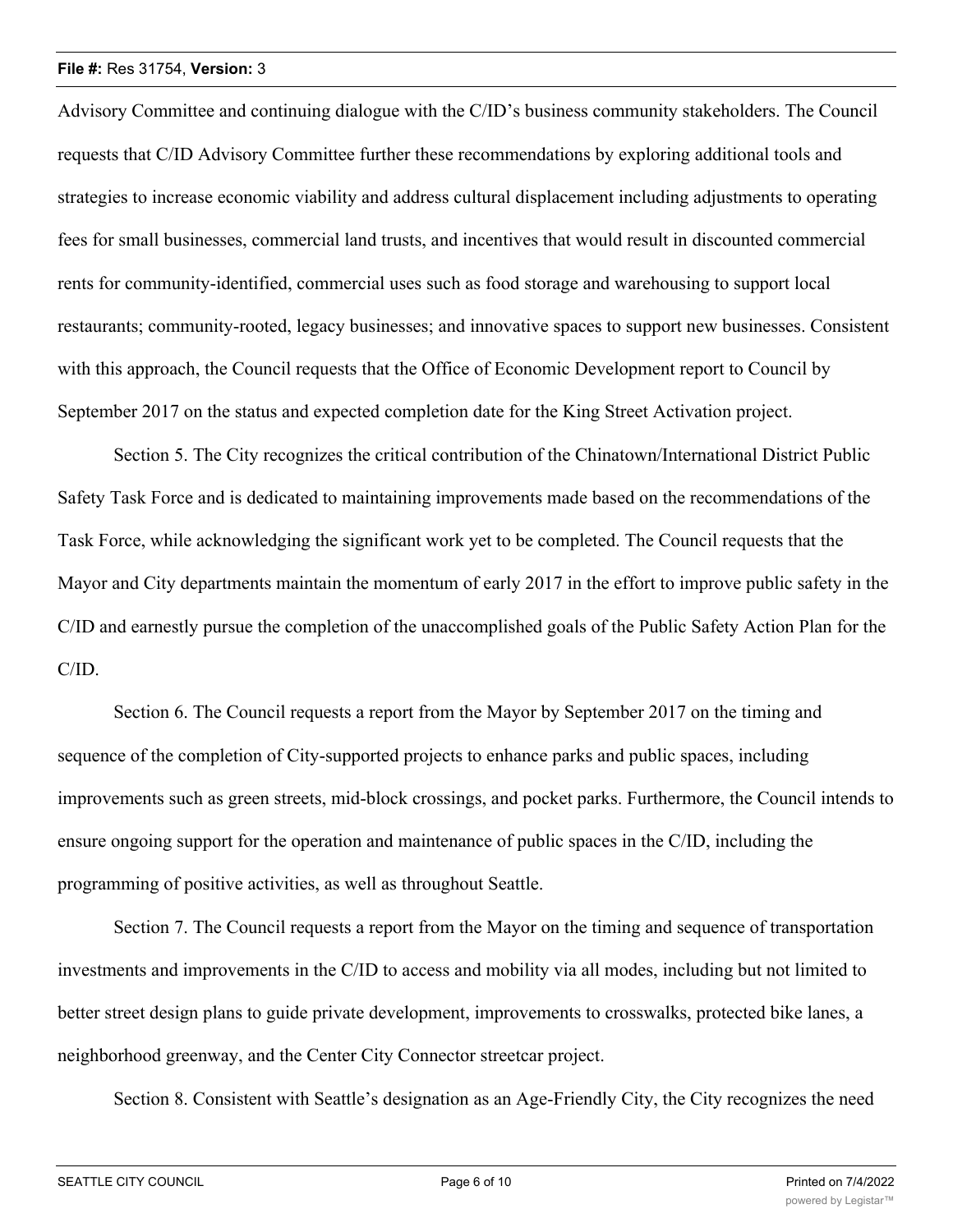Advisory Committee and continuing dialogue with the C/ID's business community stakeholders. The Council requests that C/ID Advisory Committee further these recommendations by exploring additional tools and strategies to increase economic viability and address cultural displacement including adjustments to operating fees for small businesses, commercial land trusts, and incentives that would result in discounted commercial rents for community-identified, commercial uses such as food storage and warehousing to support local restaurants; community-rooted, legacy businesses; and innovative spaces to support new businesses. Consistent with this approach, the Council requests that the Office of Economic Development report to Council by September 2017 on the status and expected completion date for the King Street Activation project.

Section 5. The City recognizes the critical contribution of the Chinatown/International District Public Safety Task Force and is dedicated to maintaining improvements made based on the recommendations of the Task Force, while acknowledging the significant work yet to be completed. The Council requests that the Mayor and City departments maintain the momentum of early 2017 in the effort to improve public safety in the C/ID and earnestly pursue the completion of the unaccomplished goals of the Public Safety Action Plan for the C/ID.

Section 6. The Council requests a report from the Mayor by September 2017 on the timing and sequence of the completion of City-supported projects to enhance parks and public spaces, including improvements such as green streets, mid-block crossings, and pocket parks. Furthermore, the Council intends to ensure ongoing support for the operation and maintenance of public spaces in the C/ID, including the programming of positive activities, as well as throughout Seattle.

Section 7. The Council requests a report from the Mayor on the timing and sequence of transportation investments and improvements in the C/ID to access and mobility via all modes, including but not limited to better street design plans to guide private development, improvements to crosswalks, protected bike lanes, a neighborhood greenway, and the Center City Connector streetcar project.

Section 8. Consistent with Seattle's designation as an Age-Friendly City, the City recognizes the need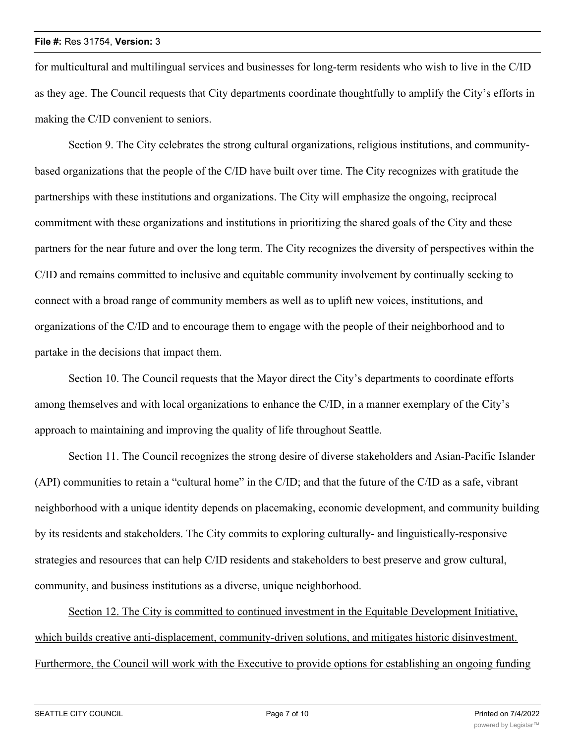for multicultural and multilingual services and businesses for long-term residents who wish to live in the C/ID as they age. The Council requests that City departments coordinate thoughtfully to amplify the City's efforts in making the C/ID convenient to seniors.

Section 9. The City celebrates the strong cultural organizations, religious institutions, and community-based organizations that the people of the C/ID have built over time. The City recognizes with gratitude the partnerships with these institutions and organizations. The City will emphasize the ongoing, reciprocal commitment with these organizations and institutions in prioritizing the shared goals of the City and these partners for the near future and over the long term. The City recognizes the diversity of perspectives within the C/ID and remains committed to inclusive and equitable community involvement by continually seeking to connect with a broad range of community members as well as to uplift new voices, institutions, and organizations of the C/ID and to encourage them to engage with the people of their neighborhood and to partake in the decisions that impact them.

Section 10. The Council requests that the Mayor direct the City's departments to coordinate efforts among themselves and with local organizations to enhance the C/ID, in a manner exemplary of the City's approach to maintaining and improving the quality of life throughout Seattle.

Section 11. The Council recognizes the strong desire of diverse stakeholders and Asian-Pacific Islander (API) communities to retain a "cultural home" in the C/ID; and that the future of the C/ID as a safe, vibrant neighborhood with a unique identity depends on placemaking, economic development, and community building by its residents and stakeholders. The City commits to exploring culturally- and linguistically-responsive strategies and resources that can help C/ID residents and stakeholders to best preserve and grow cultural, community, and business institutions as a diverse, unique neighborhood.

<u>Section 12. The City is committed to continued investment in the Equitable Development Initiative, which builds creative anti-displacement, community-driven solutions, and mitigates historic disinvestment. Furthermore, the Council will work with the Executive to provide options for establishing an ongoing funding</u>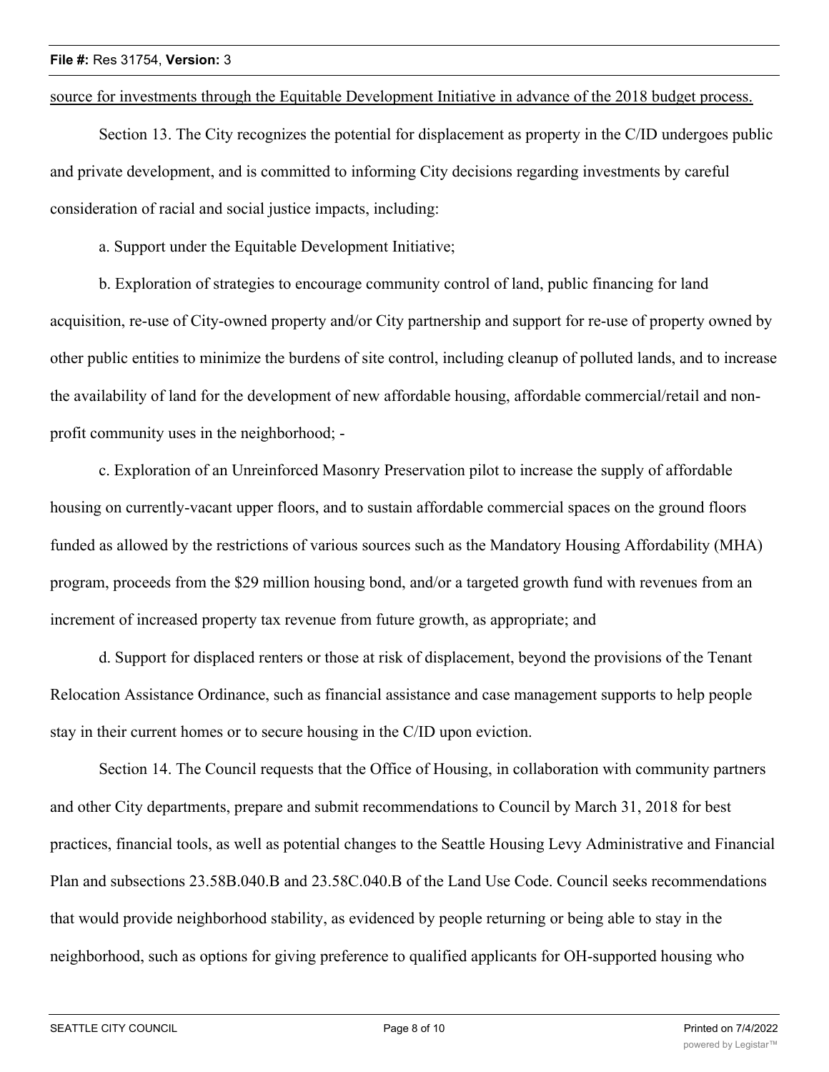source for investments through the Equitable Development Initiative in advance of the 2018 budget process.

Section 13. The City recognizes the potential for displacement as property in the C/ID undergoes public and private development, and is committed to informing City decisions regarding investments by careful consideration of racial and social justice impacts, including:

a. Support under the Equitable Development Initiative;

b. Exploration of strategies to encourage community control of land, public financing for land acquisition, re-use of City-owned property and/or City partnership and support for re-use of property owned by other public entities to minimize the burdens of site control, including cleanup of polluted lands, and to increase the availability of land for the development of new affordable housing, affordable commercial/retail and non-profit community uses in the neighborhood; -

c. Exploration of an Unreinforced Masonry Preservation pilot to increase the supply of affordable housing on currently-vacant upper floors, and to sustain affordable commercial spaces on the ground floors funded as allowed by the restrictions of various sources such as the Mandatory Housing Affordability (MHA) program, proceeds from the $29 million housing bond, and/or a targeted growth fund with revenues from an increment of increased property tax revenue from future growth, as appropriate; and

d. Support for displaced renters or those at risk of displacement, beyond the provisions of the Tenant Relocation Assistance Ordinance, such as financial assistance and case management supports to help people stay in their current homes or to secure housing in the C/ID upon eviction.

Section 14. The Council requests that the Office of Housing, in collaboration with community partners and other City departments, prepare and submit recommendations to Council by March 31, 2018 for best practices, financial tools, as well as potential changes to the Seattle Housing Levy Administrative and Financial Plan and subsections 23.58B.040.B and 23.58C.040.B of the Land Use Code. Council seeks recommendations that would provide neighborhood stability, as evidenced by people returning or being able to stay in the neighborhood, such as options for giving preference to qualified applicants for OH-supported housing who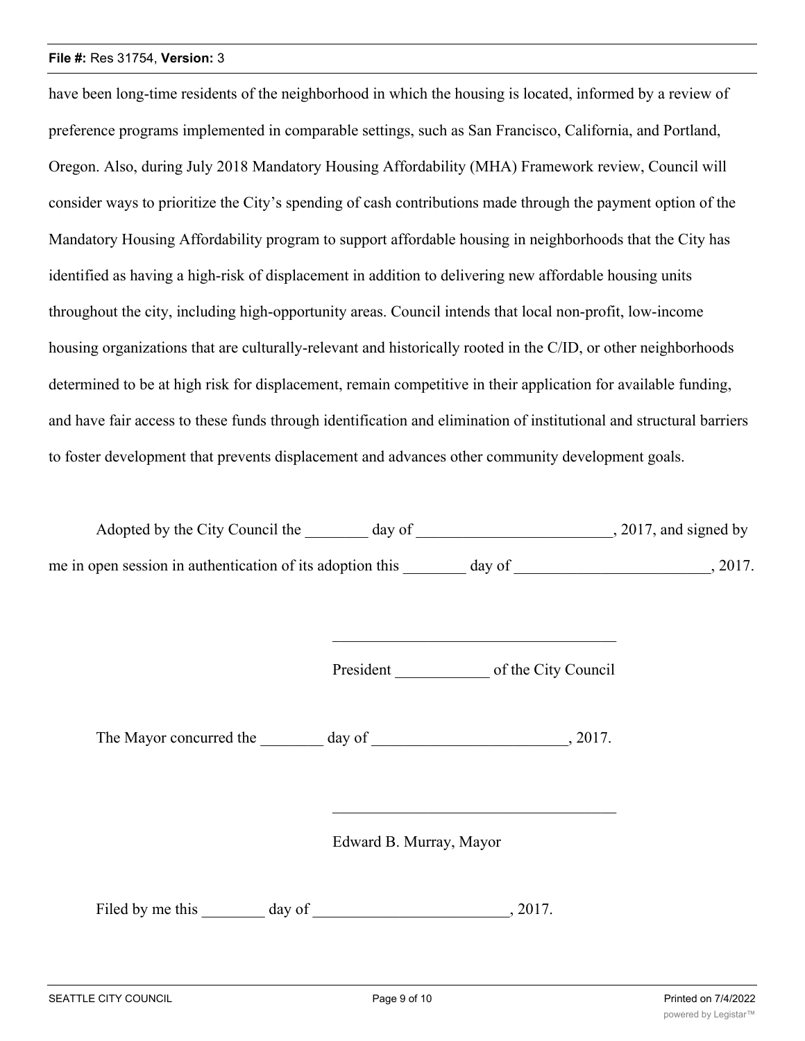have been long-time residents of the neighborhood in which the housing is located, informed by a review of preference programs implemented in comparable settings, such as San Francisco, California, and Portland, Oregon. Also, during July 2018 Mandatory Housing Affordability (MHA) Framework review, Council will consider ways to prioritize the City's spending of cash contributions made through the payment option of the Mandatory Housing Affordability program to support affordable housing in neighborhoods that the City has identified as having a high-risk of displacement in addition to delivering new affordable housing units throughout the city, including high-opportunity areas. Council intends that local non-profit, low-income housing organizations that are culturally-relevant and historically rooted in the C/ID, or other neighborhoods determined to be at high risk for displacement, remain competitive in their application for available funding, and have fair access to these funds through identification and elimination of institutional and structural barriers to foster development that prevents displacement and advances other community development goals.

Adopted by the City Council the ________ day of _________________________, 2017, and signed by me in open session in authentication of its adoption this ________ day of _________________________, 2017.

____________________________________

President ____________ of the City Council

The Mayor concurred the ________ day of _________________________, 2017.

____________________________________

Edward B. Murray, Mayor

Filed by me this ________ day of _________________________, 2017.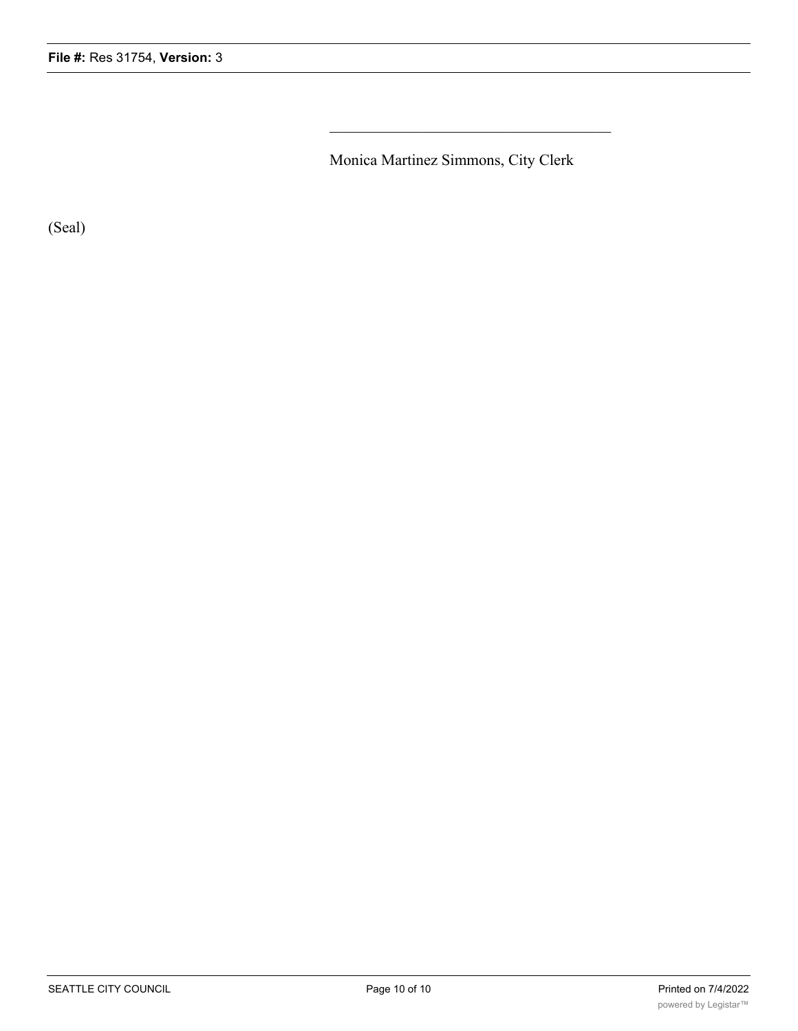\_\_\_\_\_\_\_\_\_\_\_\_\_\_\_\_\_\_\_\_\_\_\_\_\_\_\_\_\_\_\_\_\_\_\_\_\_\_\_

Monica Martinez Simmons, City Clerk

(Seal)